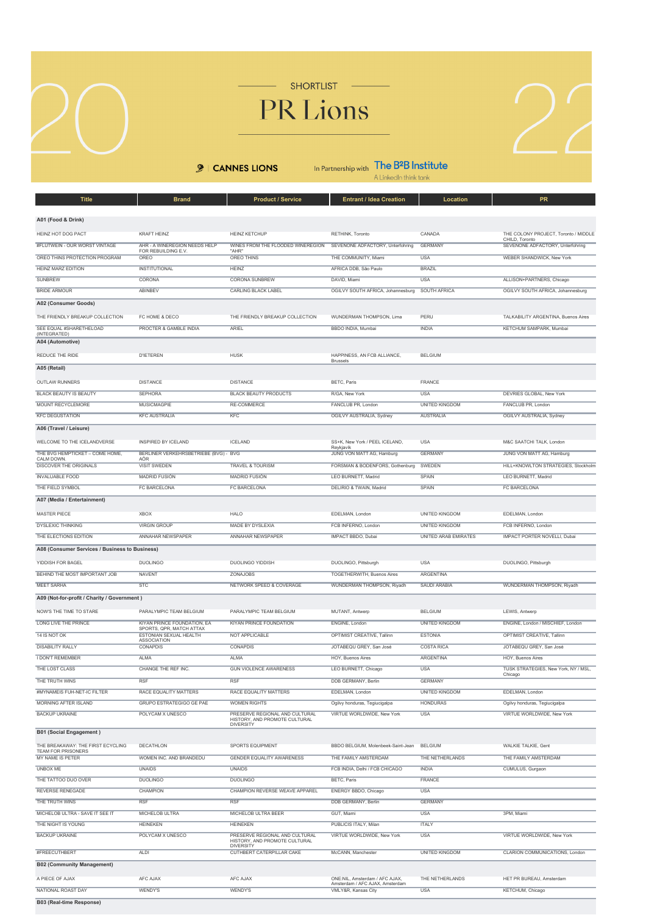# 2022 SHORTLIST

# PR Lions

CANNES LIONS — In Partnership with The B2B Institute, A LinkedIn think tank

| Title | Brand | Product / Service | Entrant / Idea Creation | Location | PR |
|---|---|---|---|---|---|
| **A01 (Food & Drink)** | | | | | |
| HEINZ HOT DOG PACT | KRAFT HEINZ | HEINZ KETCHUP | RETHINK, Toronto | CANADA | THE COLONY PROJECT, Toronto / MIDDLE CHILD, Toronto |
| #FLUTWEIN - OUR WORST VINTAGE | AHR - A WINEREGION NEEDS HELP FOR REBUILDING E.V. | WINES FROM THE FLOODED WINEREGION "AHR" | SEVENONE ADFACTORY, Unterfohring | GERMANY | SEVENONE ADFACTORY, Unterfohring |
| OREO THINS PROTECTION PROGRAM | OREO | OREO THINS | THE COMMUNITY, Miami | USA | WEBER SHANDWICK, New York |
| HEINZ MARZ EDITION | INSTITUTIONAL | HEINZ | AFRICA DDB, São Paulo | BRAZIL | |
| SUNBREW | CORONA | CORONA SUNBREW | DAVID, Miami | USA | ALLISON+PARTNERS, Chicago |
| BRIDE ARMOUR | ABINBEV | CARLING BLACK LABEL | OGILVY SOUTH AFRICA, Johannesburg | SOUTH AFRICA | OGILVY SOUTH AFRICA, Johannesburg |
| **A02 (Consumer Goods)** | | | | | |
| THE FRIENDLY BREAKUP COLLECTION | FC HOME & DECO | THE FRIENDLY BREAKUP COLLECTION | WUNDERMAN THOMPSON, Lima | PERU | TALKABILITY ARGENTINA, Buenos Aires |
| SEE EQUAL #SHARETHELOAD (INTEGRATED) | PROCTER & GAMBLE INDIA | ARIEL | BBDO INDIA, Mumbai | INDIA | KETCHUM SAMPARK, Mumbai |
| **A04 (Automotive)** | | | | | |
| REDUCE THE RIDE | D'IETEREN | HUSK | HAPPINESS, AN FCB ALLIANCE, Brussels | BELGIUM | |
| **A05 (Retail)** | | | | | |
| OUTLAW RUNNERS | DISTANCE | DISTANCE | BETC, Paris | FRANCE | |
| BLACK BEAUTY IS BEAUTY | SEPHORA | BLACK BEAUTY PRODUCTS | R/GA, New York | USA | DEVRIES GLOBAL, New York |
| MOUNT RECYCLEMORE | MUSICMAGPIE | RE-COMMERCE | FANCLUB PR, London | UNITED KINGDOM | FANCLUB PR, London |
| KFC DEGUSTATION | KFC AUSTRALIA | KFC | OGILVY AUSTRALIA, Sydney | AUSTRALIA | OGILVY AUSTRALIA, Sydney |
| **A06 (Travel / Leisure)** | | | | | |
| WELCOME TO THE ICELANDVERSE | INSPIRED BY ICELAND | ICELAND | SS+K, New York / PEEL ICELAND, Reykjavik | USA | M&C SAATCHI TALK, London |
| THE BVG HEMPTICKET – COME HOME, CALM DOWN. | BERLINER VERKEHRSBETRIEBE (BVG) - AÖR | BVG | JUNG VON MATT AG, Hamburg | GERMANY | JUNG VON MATT AG, Hamburg |
| DISCOVER THE ORIGINALS | VISIT SWEDEN | TRAVEL & TOURISM | FORSMAN & BODENFORS, Gothenburg | SWEDEN | HILL+KNOWLTON STRATEGIES, Stockholm |
| INVALUABLE FOOD | MADRID FUSIÓN | MADRID FUSIÓN | LEO BURNETT, Madrid | SPAIN | LEO BURNETT, Madrid |
| THE FIELD SYMBOL | FC BARCELONA | FC BARCELONA | DELIRIO & TWAIN, Madrid | SPAIN | FC BARCELONA |
| **A07 (Media / Entertainment)** | | | | | |
| MASTER PIECE | XBOX | HALO | EDELMAN, London | UNITED KINGDOM | EDELMAN, London |
| DYSLEXIC THINKING | VIRGIN GROUP | MADE BY DYSLEXIA | FCB INFERNO, London | UNITED KINGDOM | FCB INFERNO, London |
| THE ELECTIONS EDITION | ANNAHAR NEWSPAPER | ANNAHAR NEWSPAPER | IMPACT BBDO, Dubai | UNITED ARAB EMIRATES | IMPACT PORTER NOVELLI, Dubai |
| **A08 (Consumer Services / Business to Business)** | | | | | |
| YIDDISH FOR BAGEL | DUOLINGO | DUOLINGO YIDDISH | DUOLINGO, Pittsburgh | USA | DUOLINGO, Pittsburgh |
| BEHIND THE MOST IMPORTANT JOB | NAVENT | ZONAJOBS | TOGETHERWITH, Buenos Aires | ARGENTINA | |
| MEET SARHA | STC | NETWORK SPEED & COVERAGE | WUNDERMAN THOMPSON, Riyadh | SAUDI ARABIA | WUNDERMAN THOMPSON, Riyadh |
| **A09 (Not-for-profit / Charity / Government )** | | | | | |
| NOW'S THE TIME TO STARE | PARALYMPIC TEAM BELGIUM | PARALYMPIC TEAM BELGIUM | MUTANT, Antwerp | BELGIUM | LEWIS, Antwerp |
| LONG LIVE THE PRINCE | KIYAN PRINCE FOUNDATION, EA SPORTS, QPR, MATCH ATTAX | KIYAN PRINCE FOUNDATION | ENGINE, London | UNITED KINGDOM | ENGINE, London / MISCHIEF, London |
| 14 IS NOT OK | ESTONIAN SEXUAL HEALTH ASSOCIATION | NOT APPLICABLE | OPTIMIST CREATIVE, Tallinn | ESTONIA | OPTIMIST CREATIVE, Tallinn |
| DISABILITY RALLY | CONAPDIS | CONAPDIS | JOTABEQU GREY, San José | COSTA RICA | JOTABEQU GREY, San José |
| I DON'T REMEMBER | ALMA | ALMA | HOY, Buenos Aires | ARGENTINA | HOY, Buenos Aires |
| THE LOST CLASS | CHANGE THE REF INC. | GUN VIOLENCE AWARENESS | LEO BURNETT, Chicago | USA | TUSK STRATEGIES, New York, NY / MSL, Chicago |
| THE TRUTH WINS | RSF | RSF | DDB GERMANY, Berlin | GERMANY | |
| #MYNAMEIS FUH-NET-IC FILTER | RACE EQUALITY MATTERS | RACE EQUALITY MATTERS | EDELMAN, London | UNITED KINGDOM | EDELMAN, London |
| MORNING AFTER ISLAND | GRUPO ESTRATEGIGO GE PAE | WOMEN RIGHTS | Ogilvy honduras, Tegiucigalpa | HONDURAS | Ogilvy honduras, Tegiucigalpa |
| BACKUP UKRAINE | POLYCAM X UNESCO | PRESERVE REGIONAL AND CULTURAL HISTORY, AND PROMOTE CULTURAL DIVERSITY | VIRTUE WORLDWIDE, New York | USA | VIRTUE WORLDWIDE, New York |
| **B01 (Social Engagement )** | | | | | |
| THE BREAKAWAY: THE FIRST ECYCLING TEAM FOR PRISONERS | DECATHLON | SPORTS EQUIPMENT | BBDO BELGIUM, Molenbeek-Saint-Jean | BELGIUM | WALKIE TALKIE, Gent |
| MY NAME IS PETER | WOMEN INC. AND BRANDEDU | GENDER EQUALITY AWARENESS | THE FAMILY AMSTERDAM | THE NETHERLANDS | THE FAMILY AMSTERDAM |
| UNBOX ME | UNAIDS | UNAIDS | FCB INDIA, Delhi / FCB CHICAGO | INDIA | CUMULUS, Gurgaon |
| THE TATTOO DUO OVER | DUOLINGO | DUOLINGO | BETC, Paris | FRANCE | |
| REVERSE RENEGADE | CHAMPION | CHAMPION REVERSE WEAVE APPAREL | ENERGY BBDO, Chicago | USA | |
| THE TRUTH WINS | RSF | RSF | DDB GERMANY, Berlin | GERMANY | |
| MICHELOB ULTRA - SAVE IT SEE IT | MICHELOB ULTRA | MICHELOB ULTRA BEER | GUT, Miami | USA | 3PM, Miami |
| THE NIGHT IS YOUNG | HEINEKEN | HEINEKEN | PUBLICIS ITALY, Milan | ITALY | |
| BACKUP UKRAINE | POLYCAM X UNESCO | PRESERVE REGIONAL AND CULTURAL HISTORY, AND PROMOTE CULTURAL DIVERSITY | VIRTUE WORLDWIDE, New York | USA | VIRTUE WORLDWIDE, New York |
| #FREECUTHBERT | ALDI | CUTHBERT CATERPILLAR CAKE | McCANN, Manchester | UNITED KINGDOM | CLARION COMMUNICATIONS, London |
| **B02 (Community Management)** | | | | | |
| A PIECE OF AJAX | AFC AJAX | AFC AJAX | ONE:NIL, Amsterdam / AFC AJAX, Amsterdam / AFC AJAX, Amsterdam | THE NETHERLANDS | HET PR BUREAU, Amsterdam |
| NATIONAL ROAST DAY | WENDY'S | WENDY'S | VMLY&R, Kansas City | USA | KETCHUM, Chicago |
| **B03 (Real-time Response)** | | | | | |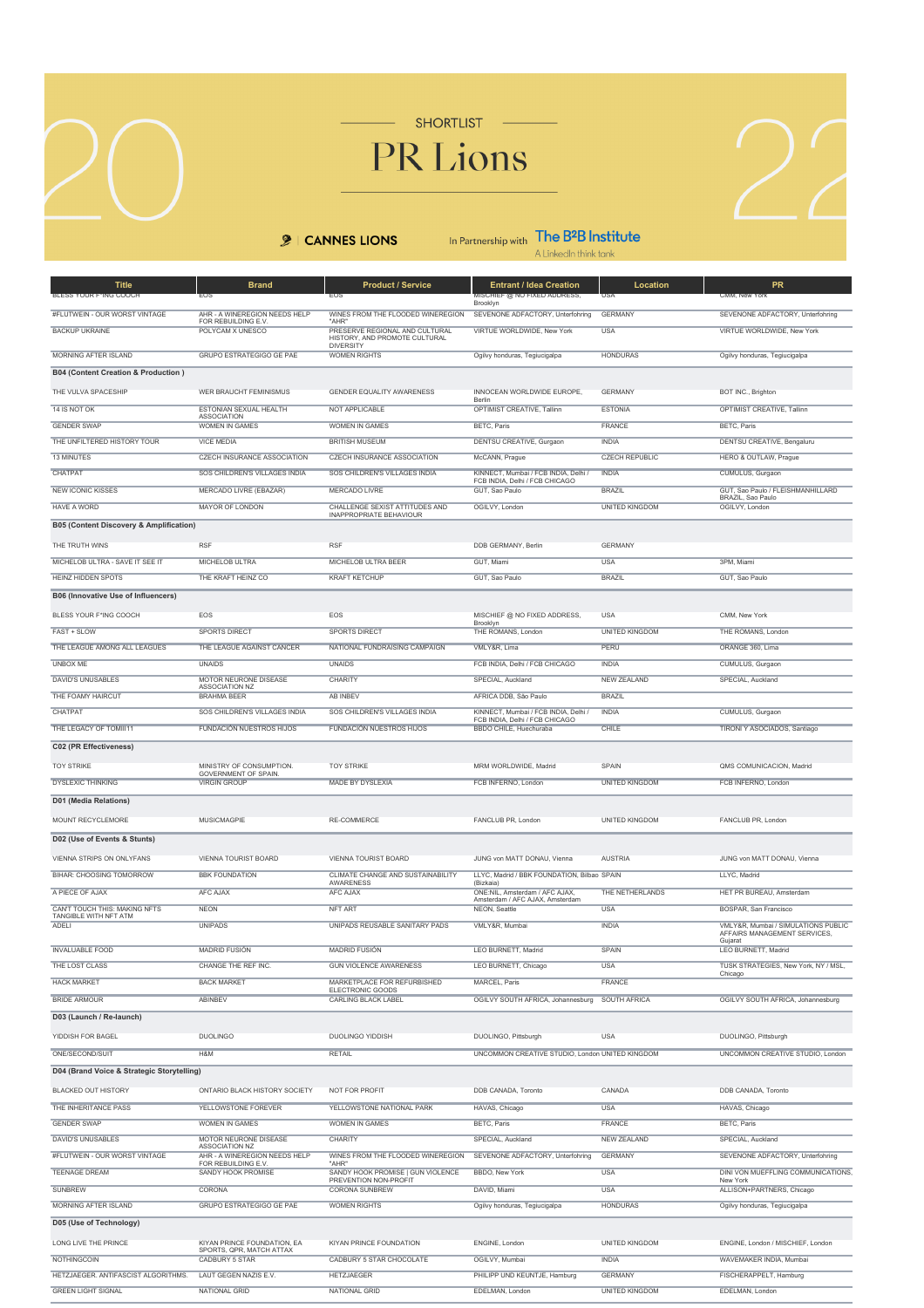# SHORTLIST

# PR Lions

2022

CANNES LIONS | In Partnership with The B2B Institute — A LinkedIn think tank

| Title | Brand | Product / Service | Entrant / Idea Creation | Location | PR |
|---|---|---|---|---|---|
| BLESS YOUR F*ING COOCH | EOS | EOS | MISCHIEF @ NO FIXED ADDRESS, Brooklyn | USA | CMM, New York |
| #FLUTWEIN - OUR WORST VINTAGE | AHR - A WINEREGION NEEDS HELP FOR REBUILDING E.V. | WINES FROM THE FLOODED WINEREGION "AHR" | SEVENONE ADFACTORY, Unterfohring | GERMANY | SEVENONE ADFACTORY, Unterfohring |
| BACKUP UKRAINE | POLYCAM X UNESCO | PRESERVE REGIONAL AND CULTURAL HISTORY, AND PROMOTE CULTURAL DIVERSITY | VIRTUE WORLDWIDE, New York | USA | VIRTUE WORLDWIDE, New York |
| MORNING AFTER ISLAND | GRUPO ESTRATEGIGO GE PAE | WOMEN RIGHTS | Ogilvy honduras, Tegucigalpa | HONDURAS | Ogilvy honduras, Tegucigalpa |
| **B04 (Content Creation & Production )** | | | | | |
| THE VULVA SPACESHIP | WER BRAUCHT FEMINISMUS | GENDER EQUALITY AWARENESS | INNOCEAN WORLDWIDE EUROPE, Berlin | GERMANY | BOT INC., Brighton |
| 14 IS NOT OK | ESTONIAN SEXUAL HEALTH ASSOCIATION | NOT APPLICABLE | OPTIMIST CREATIVE, Tallinn | ESTONIA | OPTIMIST CREATIVE, Tallinn |
| GENDER SWAP | WOMEN IN GAMES | WOMEN IN GAMES | BETC, Paris | FRANCE | BETC, Paris |
| THE UNFILTERED HISTORY TOUR | VICE MEDIA | BRITISH MUSEUM | DENTSU CREATIVE, Gurgaon | INDIA | DENTSU CREATIVE, Bengaluru |
| 13 MINUTES | CZECH INSURANCE ASSOCIATION | CZECH INSURANCE ASSOCIATION | McCANN, Prague | CZECH REPUBLIC | HERO & OUTLAW, Prague |
| CHATPAT | SOS CHILDREN'S VILLAGES INDIA | SOS CHILDREN'S VILLAGES INDIA | KINNECT, Mumbai / FCB INDIA, Delhi / FCB INDIA, Delhi / FCB CHICAGO | INDIA | CUMULUS, Gurgaon |
| NEW ICONIC KISSES | MERCADO LIVRE (EBAZAR) | MERCADO LIVRE | GUT, Sao Paulo | BRAZIL | GUT, Sao Paulo / FLEISHMANHILLARD BRAZIL, Sao Paulo |
| HAVE A WORD | MAYOR OF LONDON | CHALLENGE SEXIST ATTITUDES AND INAPPROPRIATE BEHAVIOUR | OGILVY, London | UNITED KINGDOM | OGILVY, London |
| **B05 (Content Discovery & Amplification)** | | | | | |
| THE TRUTH WINS | RSF | RSF | DDB GERMANY, Berlin | GERMANY | |
| MICHELOB ULTRA - SAVE IT SEE IT | MICHELOB ULTRA | MICHELOB ULTRA BEER | GUT, Miami | USA | 3PM, Miami |
| HEINZ HIDDEN SPOTS | THE KRAFT HEINZ CO | KRAFT KETCHUP | GUT, Sao Paulo | BRAZIL | GUT, Sao Paulo |
| **B06 (Innovative Use of Influencers)** | | | | | |
| BLESS YOUR F*ING COOCH | EOS | EOS | MISCHIEF @ NO FIXED ADDRESS, Brooklyn | USA | CMM, New York |
| FAST + SLOW | SPORTS DIRECT | SPORTS DIRECT | THE ROMANS, London | UNITED KINGDOM | THE ROMANS, London |
| THE LEAGUE AMONG ALL LEAGUES | THE LEAGUE AGAINST CANCER | NATIONAL FUNDRAISING CAMPAIGN | VMLY&R, Lima | PERU | ORANGE 360, Lima |
| UNBOX ME | UNAIDS | UNAIDS | FCB INDIA, Delhi / FCB CHICAGO | INDIA | CUMULUS, Gurgaon |
| DAVID'S UNUSABLES | MOTOR NEURONE DISEASE ASSOCIATION NZ | CHARITY | SPECIAL, Auckland | NEW ZEALAND | SPECIAL, Auckland |
| THE FOAMY HAIRCUT | BRAHMA BEER | AB INBEV | AFRICA DDB, São Paulo | BRAZIL | |
| CHATPAT | SOS CHILDREN'S VILLAGES INDIA | SOS CHILDREN'S VILLAGES INDIA | KINNECT, Mumbai / FCB INDIA, Delhi / FCB INDIA, Delhi / FCB CHICAGO | INDIA | CUMULUS, Gurgaon |
| THE LEGACY OF TOMI#11 | FUNDACIÓN NUESTROS HIJOS | FUNDACIÓN NUESTROS HIJOS | BBDO CHILE, Huechuraba | CHILE | TIRONI Y ASOCIADOS, Santiago |
| **C02 (PR Effectiveness)** | | | | | |
| TOY STRIKE | MINISTRY OF CONSUMPTION. GOVERNMENT OF SPAIN. | TOY STRIKE | MRM WORLDWIDE, Madrid | SPAIN | QMS COMUNICACION, Madrid |
| DYSLEXIC THINKING | VIRGIN GROUP | MADE BY DYSLEXIA | FCB INFERNO, London | UNITED KINGDOM | FCB INFERNO, London |
| **D01 (Media Relations)** | | | | | |
| MOUNT RECYCLEMORE | MUSICMAGPIE | RE-COMMERCE | FANCLUB PR, London | UNITED KINGDOM | FANCLUB PR, London |
| **D02 (Use of Events & Stunts)** | | | | | |
| VIENNA STRIPS ON ONLYFANS | VIENNA TOURIST BOARD | VIENNA TOURIST BOARD | JUNG von MATT DONAU, Vienna | AUSTRIA | JUNG von MATT DONAU, Vienna |
| BIHAR: CHOOSING TOMORROW | BBK FOUNDATION | CLIMATE CHANGE AND SUSTAINABILITY AWARENESS | LLYC, Madrid / BBK FOUNDATION, Bilbao (Bizkaia) | SPAIN | LLYC, Madrid |
| A PIECE OF AJAX | AFC AJAX | AFC AJAX | ONE:NIL, Amsterdam / AFC AJAX, Amsterdam / AFC AJAX, Amsterdam | THE NETHERLANDS | HET PR BUREAU, Amsterdam |
| CAN'T TOUCH THIS: MAKING NFTS TANGIBLE WITH NFT ATM | NEON | NFT ART | NEON, Seattle | USA | BOSPAR, San Francisco |
| ADELI | UNIPADS | UNIPADS REUSABLE SANITARY PADS | VMLY&R, Mumbai | INDIA | VMLY&R, Mumbai / SIMULATIONS PUBLIC AFFAIRS MANAGEMENT SERVICES, Gujarat |
| INVALUABLE FOOD | MADRID FUSIÓN | MADRID FUSIÓN | LEO BURNETT, Madrid | SPAIN | LEO BURNETT, Madrid |
| THE LOST CLASS | CHANGE THE REF INC. | GUN VIOLENCE AWARENESS | LEO BURNETT, Chicago | USA | TUSK STRATEGIES, New York, NY / MSL, Chicago |
| HACK MARKET | BACK MARKET | MARKETPLACE FOR REFURBISHED ELECTRONIC GOODS | MARCEL, Paris | FRANCE | |
| BRIDE ARMOUR | ABINBEV | CARLING BLACK LABEL | OGILVY SOUTH AFRICA, Johannesburg | SOUTH AFRICA | OGILVY SOUTH AFRICA, Johannesburg |
| **D03 (Launch / Re-launch)** | | | | | |
| YIDDISH FOR BAGEL | DUOLINGO | DUOLINGO YIDDISH | DUOLINGO, Pittsburgh | USA | DUOLINGO, Pittsburgh |
| ONE/SECOND/SUIT | H&M | RETAIL | UNCOMMON CREATIVE STUDIO, London | UNITED KINGDOM | UNCOMMON CREATIVE STUDIO, London |
| **D04 (Brand Voice & Strategic Storytelling)** | | | | | |
| BLACKED OUT HISTORY | ONTARIO BLACK HISTORY SOCIETY | NOT FOR PROFIT | DDB CANADA, Toronto | CANADA | DDB CANADA, Toronto |
| THE INHERITANCE PASS | YELLOWSTONE FOREVER | YELLOWSTONE NATIONAL PARK | HAVAS, Chicago | USA | HAVAS, Chicago |
| GENDER SWAP | WOMEN IN GAMES | WOMEN IN GAMES | BETC, Paris | FRANCE | BETC, Paris |
| DAVID'S UNUSABLES | MOTOR NEURONE DISEASE ASSOCIATION NZ | CHARITY | SPECIAL, Auckland | NEW ZEALAND | SPECIAL, Auckland |
| #FLUTWEIN - OUR WORST VINTAGE | AHR - A WINEREGION NEEDS HELP FOR REBUILDING E.V. | WINES FROM THE FLOODED WINEREGION "AHR" | SEVENONE ADFACTORY, Unterfohring | GERMANY | SEVENONE ADFACTORY, Unterfohring |
| TEENAGE DREAM | SANDY HOOK PROMISE | SANDY HOOK PROMISE \| GUN VIOLENCE PREVENTION NON-PROFIT | BBDO, New York | USA | DINI VON MUEFFLING COMMUNICATIONS, New York |
| SUNBREW | CORONA | CORONA SUNBREW | DAVID, Miami | USA | ALLISON+PARTNERS, Chicago |
| MORNING AFTER ISLAND | GRUPO ESTRATEGIGO GE PAE | WOMEN RIGHTS | Ogilvy honduras, Tegucigalpa | HONDURAS | Ogilvy honduras, Tegucigalpa |
| **D05 (Use of Technology)** | | | | | |
| LONG LIVE THE PRINCE | KIYAN PRINCE FOUNDATION, EA SPORTS, QPR, MATCH ATTAX | KIYAN PRINCE FOUNDATION | ENGINE, London | UNITED KINGDOM | ENGINE, London / MISCHIEF, London |
| NOTHINGCOIN | CADBURY 5 STAR | CADBURY 5 STAR CHOCOLATE | OGILVY, Mumbai | INDIA | WAVEMAKER INDIA, Mumbai |
| HETZJAEGER. ANTIFASCIST ALGORITHMS. | LAUT GEGEN NAZIS E.V. | HETZJAEGER | PHILIPP UND KEUNTJE, Hamburg | GERMANY | FISCHERAPPELT, Hamburg |
| GREEN LIGHT SIGNAL | NATIONAL GRID | NATIONAL GRID | EDELMAN, London | UNITED KINGDOM | EDELMAN, London |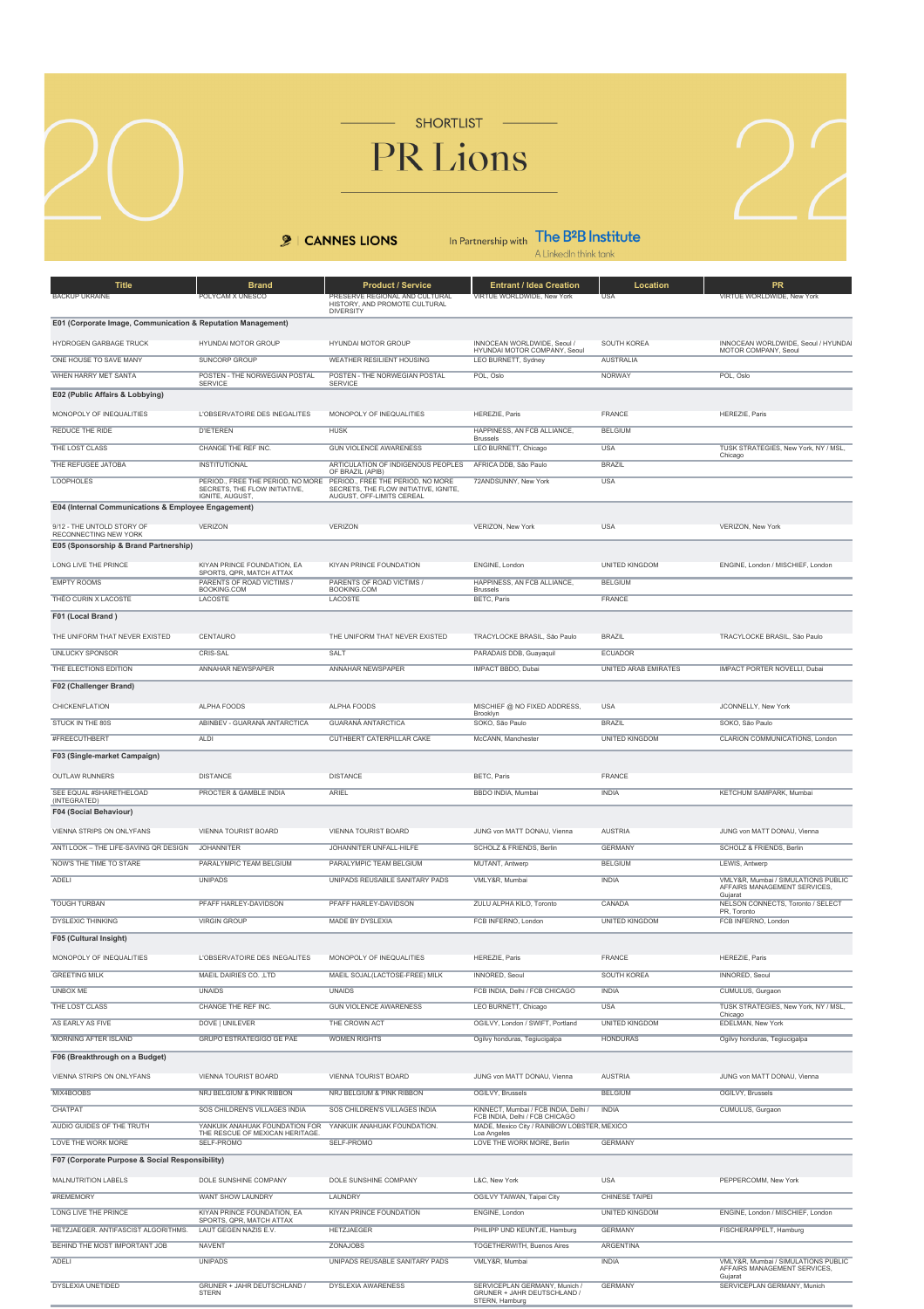# SHORTLIST

# PR Lions

CANNES LIONS — In Partnership with The B2B Institute, A LinkedIn think tank

| Title | Brand | Product / Service | Entrant / Idea Creation | Location | PR |
|---|---|---|---|---|---|
| BACKUP UKRAINE | POLYCAM X UNESCO | PRESERVE REGIONAL AND CULTURAL HISTORY, AND PROMOTE CULTURAL DIVERSITY | VIRTUE WORLDWIDE, New York | USA | VIRTUE WORLDWIDE, New York |
| **E01 (Corporate Image, Communication & Reputation Management)** | | | | | |
| HYDROGEN GARBAGE TRUCK | HYUNDAI MOTOR GROUP | HYUNDAI MOTOR GROUP | INNOCEAN WORLDWIDE, Seoul / HYUNDAI MOTOR COMPANY, Seoul | SOUTH KOREA | INNOCEAN WORLDWIDE, Seoul / HYUNDAI MOTOR COMPANY, Seoul |
| ONE HOUSE TO SAVE MANY | SUNCORP GROUP | WEATHER RESILIENT HOUSING | LEO BURNETT, Sydney | AUSTRALIA | |
| WHEN HARRY MET SANTA | POSTEN - THE NORWEGIAN POSTAL SERVICE | POSTEN - THE NORWEGIAN POSTAL SERVICE | POL, Oslo | NORWAY | POL, Oslo |
| **E02 (Public Affairs & Lobbying)** | | | | | |
| MONOPOLY OF INEQUALITIES | L'OBSERVATOIRE DES INEGALITES | MONOPOLY OF INEQUALITIES | HEREZIE, Paris | FRANCE | HEREZIE, Paris |
| REDUCE THE RIDE | D'IETEREN | HUSK | HAPPINESS, AN FCB ALLIANCE, Brussels | BELGIUM | |
| THE LOST CLASS | CHANGE THE REF INC. | GUN VIOLENCE AWARENESS | LEO BURNETT, Chicago | USA | TUSK STRATEGIES, New York, NY / MSL, Chicago |
| THE REFUGEE JATOBA | INSTITUTIONAL | ARTICULATION OF INDIGENOUS PEOPLES OF BRAZIL (APIB) | AFRICA DDB, São Paulo | BRAZIL | |
| LOOPHOLES | PERIOD., FREE THE PERIOD, NO MORE SECRETS, THE FLOW INITIATIVE, IGNITE, AUGUST, | PERIOD., FREE THE PERIOD, NO MORE SECRETS, THE FLOW INITIATIVE, IGNITE, AUGUST, OFF-LIMITS CEREAL | 72ANDSUNNY, New York | USA | |
| **E04 (Internal Communications & Employee Engagement)** | | | | | |
| 9/12 - THE UNTOLD STORY OF RECONNECTING NEW YORK | VERIZON | VERIZON | VERIZON, New York | USA | VERIZON, New York |
| **E05 (Sponsorship & Brand Partnership)** | | | | | |
| LONG LIVE THE PRINCE | KIYAN PRINCE FOUNDATION, EA SPORTS, QPR, MATCH ATTAX | KIYAN PRINCE FOUNDATION | ENGINE, London | UNITED KINGDOM | ENGINE, London / MISCHIEF, London |
| EMPTY ROOMS | PARENTS OF ROAD VICTIMS / BOOKING.COM | PARENTS OF ROAD VICTIMS / BOOKING.COM | HAPPINESS, AN FCB ALLIANCE, Brussels | BELGIUM | |
| THÉO CURIN X LACOSTE | LACOSTE | LACOSTE | BETC, Paris | FRANCE | |
| **F01 (Local Brand )** | | | | | |
| THE UNIFORM THAT NEVER EXISTED | CENTAURO | THE UNIFORM THAT NEVER EXISTED | TRACYLOCKE BRASIL, São Paulo | BRAZIL | TRACYLOCKE BRASIL, São Paulo |
| UNLUCKY SPONSOR | CRIS-SAL | SALT | PARADAIS DDB, Guayaquil | ECUADOR | |
| THE ELECTIONS EDITION | ANNAHAR NEWSPAPER | ANNAHAR NEWSPAPER | IMPACT BBDO, Dubai | UNITED ARAB EMIRATES | IMPACT PORTER NOVELLI, Dubai |
| **F02 (Challenger Brand)** | | | | | |
| CHICKENFLATION | ALPHA FOODS | ALPHA FOODS | MISCHIEF @ NO FIXED ADDRESS, Brooklyn | USA | JCONNELLY, New York |
| STUCK IN THE 80S | ABINBEV - GUARANÁ ANTARCTICA | GUARANÁ ANTARCTICA | SOKO, São Paulo | BRAZIL | SOKO, São Paulo |
| #FREECUTHBERT | ALDI | CUTHBERT CATERPILLAR CAKE | McCANN, Manchester | UNITED KINGDOM | CLARION COMMUNICATIONS, London |
| **F03 (Single-market Campaign)** | | | | | |
| OUTLAW RUNNERS | DISTANCE | DISTANCE | BETC, Paris | FRANCE | |
| SEE EQUAL #SHARETHELOAD (INTEGRATED) | PROCTER & GAMBLE INDIA | ARIEL | BBDO INDIA, Mumbai | INDIA | KETCHUM SAMPARK, Mumbai |
| **F04 (Social Behaviour)** | | | | | |
| VIENNA STRIPS ON ONLYFANS | VIENNA TOURIST BOARD | VIENNA TOURIST BOARD | JUNG von MATT DONAU, Vienna | AUSTRIA | JUNG von MATT DONAU, Vienna |
| ANTI LOOK – THE LIFE-SAVING QR DESIGN | JOHANNITER | JOHANNITER UNFALL-HILFE | SCHOLZ & FRIENDS, Berlin | GERMANY | SCHOLZ & FRIENDS, Berlin |
| NOW'S THE TIME TO STARE | PARALYMPIC TEAM BELGIUM | PARALYMPIC TEAM BELGIUM | MUTANT, Antwerp | BELGIUM | LEWIS, Antwerp |
| ADELI | UNIPADS | UNIPADS REUSABLE SANITARY PADS | VMLY&R, Mumbai | INDIA | VMLY&R, Mumbai / SIMULATIONS PUBLIC AFFAIRS MANAGEMENT SERVICES, Gujarat |
| TOUGH TURBAN | PFAFF HARLEY-DAVIDSON | PFAFF HARLEY-DAVIDSON | ZULU ALPHA KILO, Toronto | CANADA | NELSON CONNECTS, Toronto / SELECT PR, Toronto |
| DYSLEXIC THINKING | VIRGIN GROUP | MADE BY DYSLEXIA | FCB INFERNO, London | UNITED KINGDOM | FCB INFERNO, London |
| **F05 (Cultural Insight)** | | | | | |
| MONOPOLY OF INEQUALITIES | L'OBSERVATOIRE DES INEGALITES | MONOPOLY OF INEQUALITIES | HEREZIE, Paris | FRANCE | HEREZIE, Paris |
| GREETING MILK | MAEIL DAIRIES CO. ,LTD | MAEIL SOJAL(LACTOSE-FREE) MILK | INNORED, Seoul | SOUTH KOREA | INNORED, Seoul |
| UNBOX ME | UNAIDS | UNAIDS | FCB INDIA, Delhi / FCB CHICAGO | INDIA | CUMULUS, Gurgaon |
| THE LOST CLASS | CHANGE THE REF INC. | GUN VIOLENCE AWARENESS | LEO BURNETT, Chicago | USA | TUSK STRATEGIES, New York, NY / MSL, Chicago |
| AS EARLY AS FIVE | DOVE \| UNILEVER | THE CROWN ACT | OGILVY, London / SWIFT, Portland | UNITED KINGDOM | EDELMAN, New York |
| MORNING AFTER ISLAND | GRUPO ESTRATEGIGO GE PAE | WOMEN RIGHTS | Ogilvy honduras, Tegucigalpa | HONDURAS | Ogilvy honduras, Tegucigalpa |
| **F06 (Breakthrough on a Budget)** | | | | | |
| VIENNA STRIPS ON ONLYFANS | VIENNA TOURIST BOARD | VIENNA TOURIST BOARD | JUNG von MATT DONAU, Vienna | AUSTRIA | JUNG von MATT DONAU, Vienna |
| MIX4BOOBS | NRJ BELGIUM & PINK RIBBON | NRJ BELGIUM & PINK RIBBON | OGILVY, Brussels | BELGIUM | OGILVY, Brussels |
| CHATPAT | SOS CHILDREN'S VILLAGES INDIA | SOS CHILDREN'S VILLAGES INDIA | KINNECT, Mumbai / FCB INDIA, Delhi / FCB INDIA, Delhi / FCB CHICAGO | INDIA | CUMULUS, Gurgaon |
| AUDIO GUIDES OF THE TRUTH | YANKUIK ANAHUAK FOUNDATION FOR THE RESCUE OF MEXICAN HERITAGE. | YANKUIK ANAHUAK FOUNDATION. | MADE, Mexico City / RAINBOW LOBSTER, Los Angeles | MEXICO | |
| LOVE THE WORK MORE | SELF-PROMO | SELF-PROMO | LOVE THE WORK MORE, Berlin | GERMANY | |
| **F07 (Corporate Purpose & Social Responsibility)** | | | | | |
| MALNUTRITION LABELS | DOLE SUNSHINE COMPANY | DOLE SUNSHINE COMPANY | L&C, New York | USA | PEPPERCOMM, New York |
| #REMEMORY | WANT SHOW LAUNDRY | LAUNDRY | OGILVY TAIWAN, Taipei City | CHINESE TAIPEI | |
| LONG LIVE THE PRINCE | KIYAN PRINCE FOUNDATION, EA SPORTS, QPR, MATCH ATTAX | KIYAN PRINCE FOUNDATION | ENGINE, London | UNITED KINGDOM | ENGINE, London / MISCHIEF, London |
| HETZJAEGER. ANTIFASCIST ALGORITHMS. | LAUT GEGEN NAZIS E.V. | HETZJAEGER | PHILIPP UND KEUNTJE, Hamburg | GERMANY | FISCHERAPPELT, Hamburg |
| BEHIND THE MOST IMPORTANT JOB | NAVENT | ZONAJOBS | TOGETHERWITH, Buenos Aires | ARGENTINA | |
| ADELI | UNIPADS | UNIPADS REUSABLE SANITARY PADS | VMLY&R, Mumbai | INDIA | VMLY&R, Mumbai / SIMULATIONS PUBLIC AFFAIRS MANAGEMENT SERVICES, Gujarat |
| DYSLEXIA UNETIDED | GRUNER + JAHR DEUTSCHLAND / STERN | DYSLEXIA AWARENESS | SERVICEPLAN GERMANY, Munich / GRUNER + JAHR DEUTSCHLAND / STERN, Hamburg | GERMANY | SERVICEPLAN GERMANY, Munich |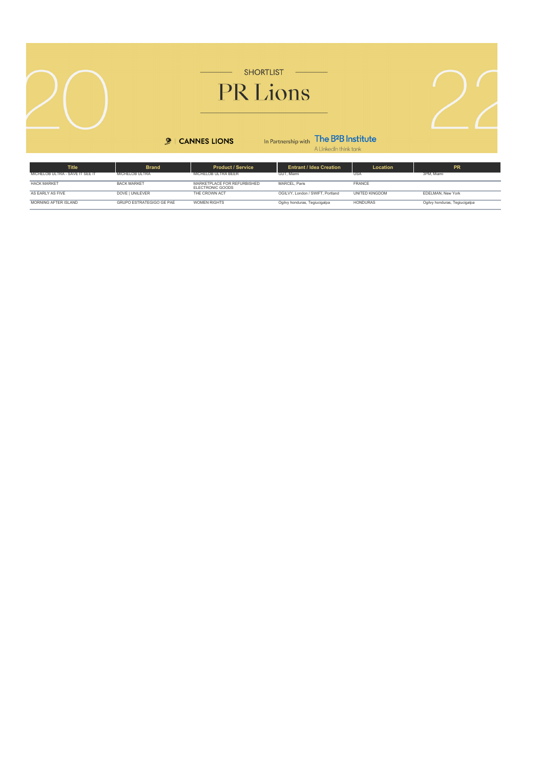## SHORTLIST

# PR Lions

2022

CANNES LIONS

In Partnership with The B2B Institute
A LinkedIn think tank

| Title | Brand | Product / Service | Entrant / Idea Creation | Location | PR |
|---|---|---|---|---|---|
| MICHELOB ULTRA - SAVE IT SEE IT | MICHELOB ULTRA | MICHELOB ULTRA BEER | GUT, Miami | USA | 3PM, Miami |
| HACK MARKET | BACK MARKET | MARKETPLACE FOR REFURBISHED ELECTRONIC GOODS | MARCEL, Paris | FRANCE | |
| AS EARLY AS FIVE | DOVE \| UNILEVER | THE CROWN ACT | OGILVY, London / SWIFT, Portland | UNITED KINGDOM | EDELMAN, New York |
| MORNING AFTER ISLAND | GRUPO ESTRATEGIGO GE PAE | WOMEN RIGHTS | Ogilvy honduras, Tegiucigalpa | HONDURAS | Ogilvy honduras, Tegiucigalpa |